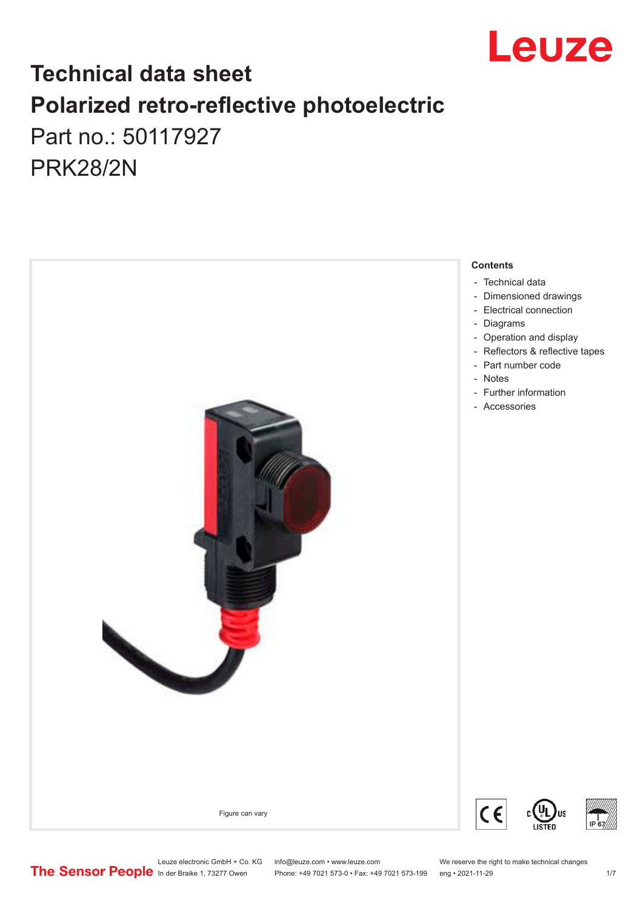# Technical data sheet

# Polarized retro-reflective photoelectric

## Part no.: 50117927

## PRK28/2N

**Contents**

- Technical data
- Dimensioned drawings
- Electrical connection
- Diagrams
- Operation and display
- Reflectors & reflective tapes
- Part number code
- Notes
- Further information
- Accessories

Figure can vary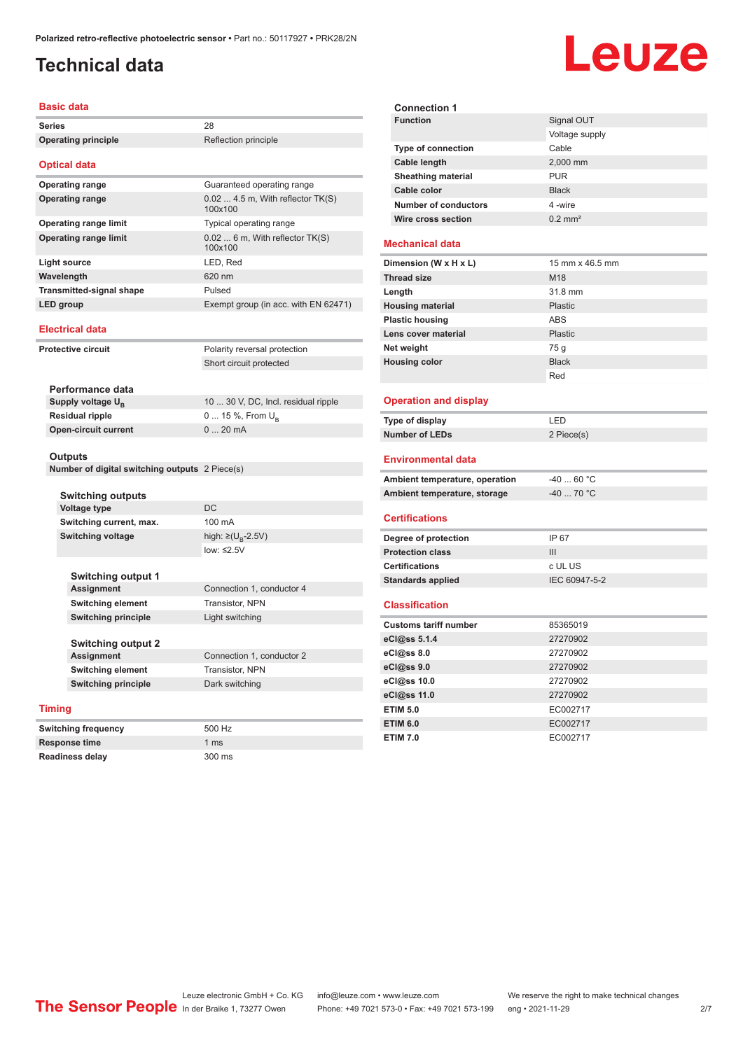# Technical data

## Basic data

| | |
|---|---|
| **Series** | 28 |
| **Operating principle** | Reflection principle |

## Optical data

| | |
|---|---|
| **Operating range** | Guaranteed operating range |
| **Operating range** | 0.02 ... 4.5 m, With reflector TK(S) 100x100 |
| **Operating range limit** | Typical operating range |
| **Operating range limit** | 0.02 ... 6 m, With reflector TK(S) 100x100 |
| **Light source** | LED, Red |
| **Wavelength** | 620 nm |
| **Transmitted-signal shape** | Pulsed |
| **LED group** | Exempt group (in acc. with EN 62471) |

## Electrical data

| | |
|---|---|
| **Protective circuit** | Polarity reversal protection |
| | Short circuit protected |

### Performance data

| | |
|---|---|
| **Supply voltage $U_B$** | 10 ... 30 V, DC, Incl. residual ripple |
| **Residual ripple** | 0 ... 15 %, From $U_B$ |
| **Open-circuit current** | 0 ... 20 mA |

### Outputs

| | |
|---|---|
| **Number of digital switching outputs** | 2 Piece(s) |

#### Switching outputs

| | |
|---|---|
| **Voltage type** | DC |
| **Switching current, max.** | 100 mA |
| **Switching voltage** | high: ≥($U_B$-2.5V) |
| | low: ≤2.5V |

##### Switching output 1

| | |
|---|---|
| **Assignment** | Connection 1, conductor 4 |
| **Switching element** | Transistor, NPN |
| **Switching principle** | Light switching |

##### Switching output 2

| | |
|---|---|
| **Assignment** | Connection 1, conductor 2 |
| **Switching element** | Transistor, NPN |
| **Switching principle** | Dark switching |

## Timing

| | |
|---|---|
| **Switching frequency** | 500 Hz |
| **Response time** | 1 ms |
| **Readiness delay** | 300 ms |

### Connection 1

| | |
|---|---|
| **Function** | Signal OUT |
| | Voltage supply |
| **Type of connection** | Cable |
| **Cable length** | 2,000 mm |
| **Sheathing material** | PUR |
| **Cable color** | Black |
| **Number of conductors** | 4 -wire |
| **Wire cross section** | 0.2 mm² |

## Mechanical data

| | |
|---|---|
| **Dimension (W x H x L)** | 15 mm x 46.5 mm |
| **Thread size** | M18 |
| **Length** | 31.8 mm |
| **Housing material** | Plastic |
| **Plastic housing** | ABS |
| **Lens cover material** | Plastic |
| **Net weight** | 75 g |
| **Housing color** | Black |
| | Red |

## Operation and display

| | |
|---|---|
| **Type of display** | LED |
| **Number of LEDs** | 2 Piece(s) |

## Environmental data

| | |
|---|---|
| **Ambient temperature, operation** | -40 ... 60 °C |
| **Ambient temperature, storage** | -40 ... 70 °C |

## Certifications

| | |
|---|---|
| **Degree of protection** | IP 67 |
| **Protection class** | III |
| **Certifications** | c UL US |
| **Standards applied** | IEC 60947-5-2 |

## Classification

| | |
|---|---|
| **Customs tariff number** | 85365019 |
| **eCl@ss 5.1.4** | 27270902 |
| **eCl@ss 8.0** | 27270902 |
| **eCl@ss 9.0** | 27270902 |
| **eCl@ss 10.0** | 27270902 |
| **eCl@ss 11.0** | 27270902 |
| **ETIM 5.0** | EC002717 |
| **ETIM 6.0** | EC002717 |
| **ETIM 7.0** | EC002717 |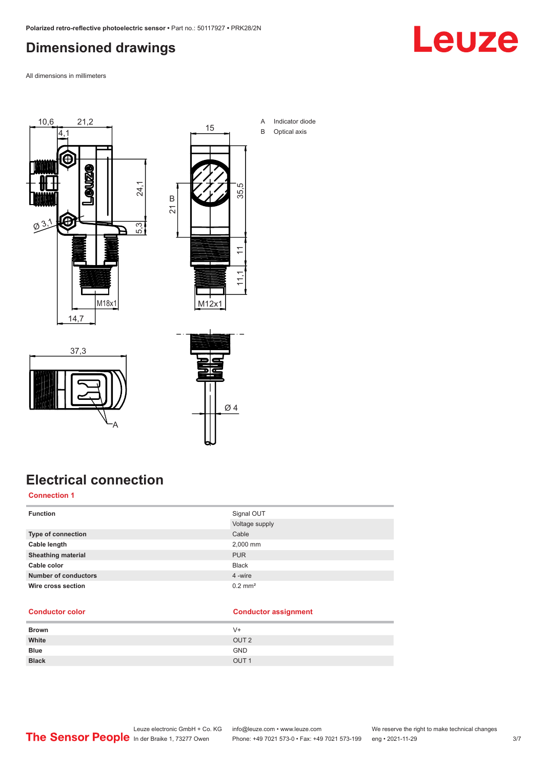# Dimensioned drawings

All dimensions in millimeters

A Indicator diode

B Optical axis

# Electrical connection

## Connection 1

| | |
|---|---|
| **Function** | Signal OUT |
| | Voltage supply |
| **Type of connection** | Cable |
| **Cable length** | 2,000 mm |
| **Sheathing material** | PUR |
| **Cable color** | Black |
| **Number of conductors** | 4 -wire |
| **Wire cross section** | 0.2 mm² |

| Conductor color | Conductor assignment |
|---|---|
| **Brown** | V+ |
| **White** | OUT 2 |
| **Blue** | GND |
| **Black** | OUT 1 |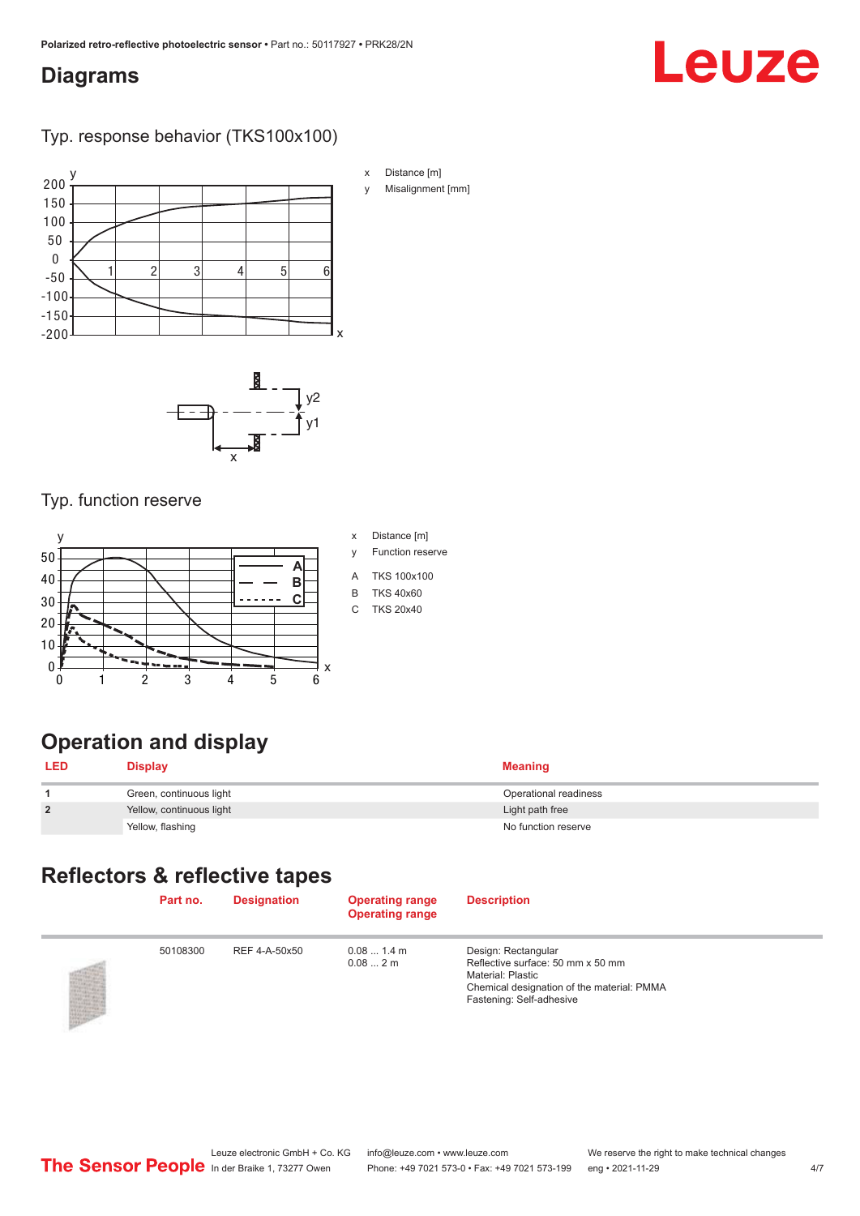## Diagrams

### Typ. response behavior (TKS100x100)

x Distance [m]

y Misalignment [mm]

### Typ. function reserve

x Distance [m]

y Function reserve

A TKS 100x100

B TKS 40x60

C TKS 20x40

## Operation and display

| LED | Display | Meaning |
|---|---|---|
| 1 | Green, continuous light | Operational readiness |
| 2 | Yellow, continuous light | Light path free |
| | Yellow, flashing | No function reserve |

## Reflectors & reflective tapes

| | Part no. | Designation | Operating range<br>Operating range | Description |
|---|---|---|---|---|
| | 50108300 | REF 4-A-50x50 | 0.08 ... 1.4 m<br>0.08 ... 2 m | Design: Rectangular<br>Reflective surface: 50 mm x 50 mm<br>Material: Plastic<br>Chemical designation of the material: PMMA<br>Fastening: Self-adhesive |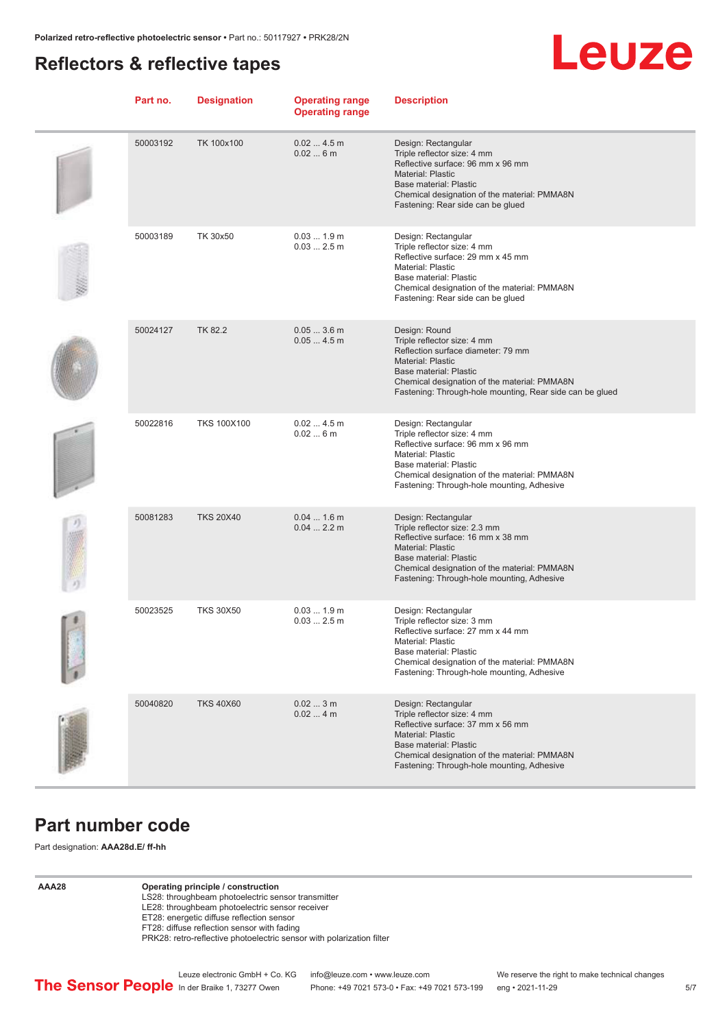## Reflectors & reflective tapes

| Part no. | Designation | Operating range<br>Operating range | Description |
|---|---|---|---|
| 50003192 | TK 100x100 | 0.02 ... 4.5 m<br>0.02 ... 6 m | Design: Rectangular<br>Triple reflector size: 4 mm<br>Reflective surface: 96 mm x 96 mm<br>Material: Plastic<br>Base material: Plastic<br>Chemical designation of the material: PMMA8N<br>Fastening: Rear side can be glued |
| 50003189 | TK 30x50 | 0.03 ... 1.9 m<br>0.03 ... 2.5 m | Design: Rectangular<br>Triple reflector size: 4 mm<br>Reflective surface: 29 mm x 45 mm<br>Material: Plastic<br>Base material: Plastic<br>Chemical designation of the material: PMMA8N<br>Fastening: Rear side can be glued |
| 50024127 | TK 82.2 | 0.05 ... 3.6 m<br>0.05 ... 4.5 m | Design: Round<br>Triple reflector size: 4 mm<br>Reflection surface diameter: 79 mm<br>Material: Plastic<br>Base material: Plastic<br>Chemical designation of the material: PMMA8N<br>Fastening: Through-hole mounting, Rear side can be glued |
| 50022816 | TKS 100X100 | 0.02 ... 4.5 m<br>0.02 ... 6 m | Design: Rectangular<br>Triple reflector size: 4 mm<br>Reflective surface: 96 mm x 96 mm<br>Material: Plastic<br>Base material: Plastic<br>Chemical designation of the material: PMMA8N<br>Fastening: Through-hole mounting, Adhesive |
| 50081283 | TKS 20X40 | 0.04 ... 1.6 m<br>0.04 ... 2.2 m | Design: Rectangular<br>Triple reflector size: 2.3 mm<br>Reflective surface: 16 mm x 38 mm<br>Material: Plastic<br>Base material: Plastic<br>Chemical designation of the material: PMMA8N<br>Fastening: Through-hole mounting, Adhesive |
| 50023525 | TKS 30X50 | 0.03 ... 1.9 m<br>0.03 ... 2.5 m | Design: Rectangular<br>Triple reflector size: 3 mm<br>Reflective surface: 27 mm x 44 mm<br>Material: Plastic<br>Base material: Plastic<br>Chemical designation of the material: PMMA8N<br>Fastening: Through-hole mounting, Adhesive |
| 50040820 | TKS 40X60 | 0.02 ... 3 m<br>0.02 ... 4 m | Design: Rectangular<br>Triple reflector size: 4 mm<br>Reflective surface: 37 mm x 56 mm<br>Material: Plastic<br>Base material: Plastic<br>Chemical designation of the material: PMMA8N<br>Fastening: Through-hole mounting, Adhesive |

## Part number code

Part designation: **AAA28d.E/ ff-hh**

| | |
|---|---|
| **AAA28** | **Operating principle / construction**<br>LS28: throughbeam photoelectric sensor transmitter<br>LE28: throughbeam photoelectric sensor receiver<br>ET28: energetic diffuse reflection sensor<br>FT28: diffuse reflection sensor with fading<br>PRK28: retro-reflective photoelectric sensor with polarization filter |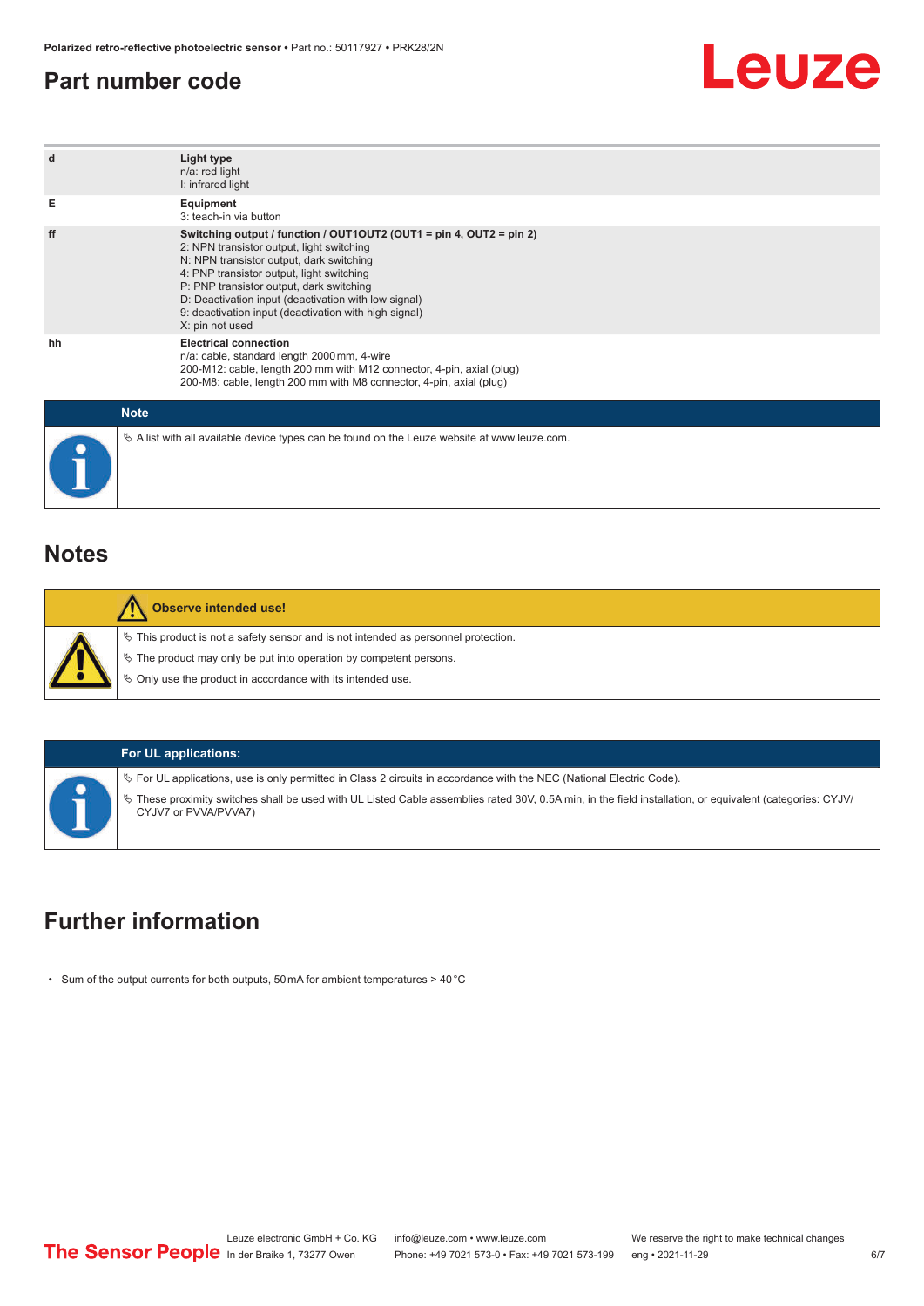## Part number code

| | |
|---|---|
| d | **Light type**<br>n/a: red light<br>I: infrared light |
| E | **Equipment**<br>3: teach-in via button |
| ff | **Switching output / function / OUT1OUT2 (OUT1 = pin 4, OUT2 = pin 2)**<br>2: NPN transistor output, light switching<br>N: NPN transistor output, dark switching<br>4: PNP transistor output, light switching<br>P: PNP transistor output, dark switching<br>D: Deactivation input (deactivation with low signal)<br>9: deactivation input (deactivation with high signal)<br>X: pin not used |
| hh | **Electrical connection**<br>n/a: cable, standard length 2000 mm, 4-wire<br>200-M12: cable, length 200 mm with M12 connector, 4-pin, axial (plug)<br>200-M8: cable, length 200 mm with M8 connector, 4-pin, axial (plug) |

**Note**

- A list with all available device types can be found on the Leuze website at www.leuze.com.

## Notes

**Observe intended use!**

- This product is not a safety sensor and is not intended as personnel protection.
- The product may only be put into operation by competent persons.
- Only use the product in accordance with its intended use.

**For UL applications:**

- For UL applications, use is only permitted in Class 2 circuits in accordance with the NEC (National Electric Code).
- These proximity switches shall be used with UL Listed Cable assemblies rated 30V, 0.5A min, in the field installation, or equivalent (categories: CYJV/CYJV7 or PVVA/PVVA7)

## Further information

- Sum of the output currents for both outputs, 50 mA for ambient temperatures > 40 °C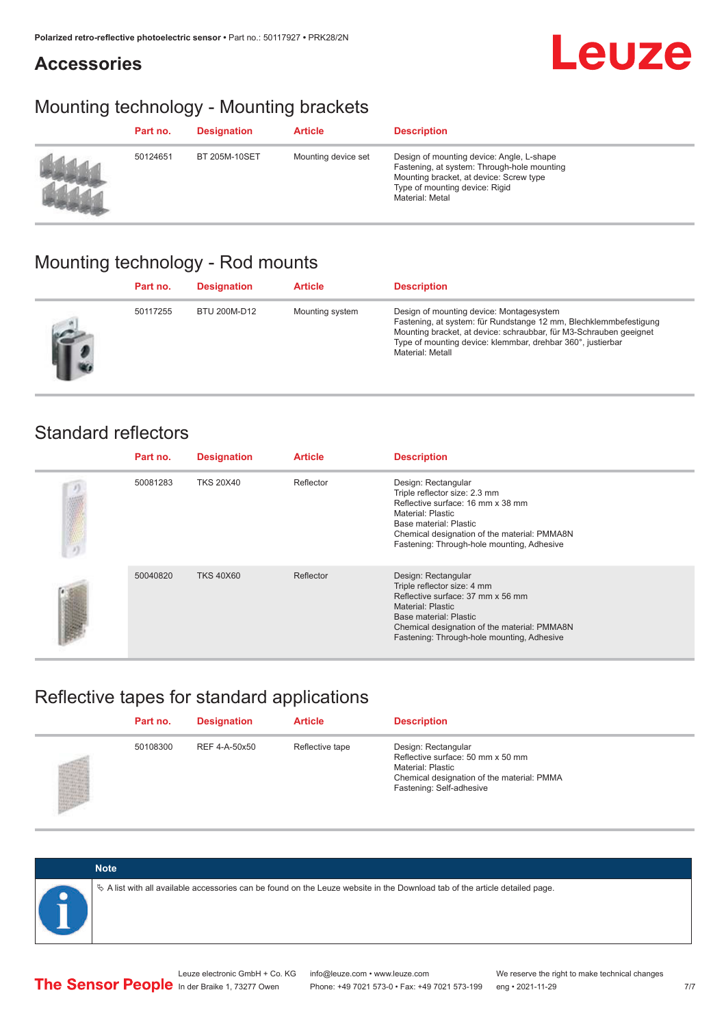# Accessories

## Mounting technology - Mounting brackets

| | Part no. | Designation | Article | Description |
|---|---|---|---|---|
| | 50124651 | BT 205M-10SET | Mounting device set | Design of mounting device: Angle, L-shape<br>Fastening, at system: Through-hole mounting<br>Mounting bracket, at device: Screw type<br>Type of mounting device: Rigid<br>Material: Metal |

## Mounting technology - Rod mounts

| | Part no. | Designation | Article | Description |
|---|---|---|---|---|
| | 50117255 | BTU 200M-D12 | Mounting system | Design of mounting device: Montagesystem<br>Fastening, at system: für Rundstange 12 mm, Blechklemmbefestigung<br>Mounting bracket, at device: schraubbar, für M3-Schrauben geeignet<br>Type of mounting device: klemmbar, drehbar 360°, justierbar<br>Material: Metall |

## Standard reflectors

| | Part no. | Designation | Article | Description |
|---|---|---|---|---|
| | 50081283 | TKS 20X40 | Reflector | Design: Rectangular<br>Triple reflector size: 2.3 mm<br>Reflective surface: 16 mm x 38 mm<br>Material: Plastic<br>Base material: Plastic<br>Chemical designation of the material: PMMA8N<br>Fastening: Through-hole mounting, Adhesive |
| | 50040820 | TKS 40X60 | Reflector | Design: Rectangular<br>Triple reflector size: 4 mm<br>Reflective surface: 37 mm x 56 mm<br>Material: Plastic<br>Base material: Plastic<br>Chemical designation of the material: PMMA8N<br>Fastening: Through-hole mounting, Adhesive |

## Reflective tapes for standard applications

| | Part no. | Designation | Article | Description |
|---|---|---|---|---|
| | 50108300 | REF 4-A-50x50 | Reflective tape | Design: Rectangular<br>Reflective surface: 50 mm x 50 mm<br>Material: Plastic<br>Chemical designation of the material: PMMA<br>Fastening: Self-adhesive |

**Note**

↳ A list with all available accessories can be found on the Leuze website in the Download tab of the article detailed page.